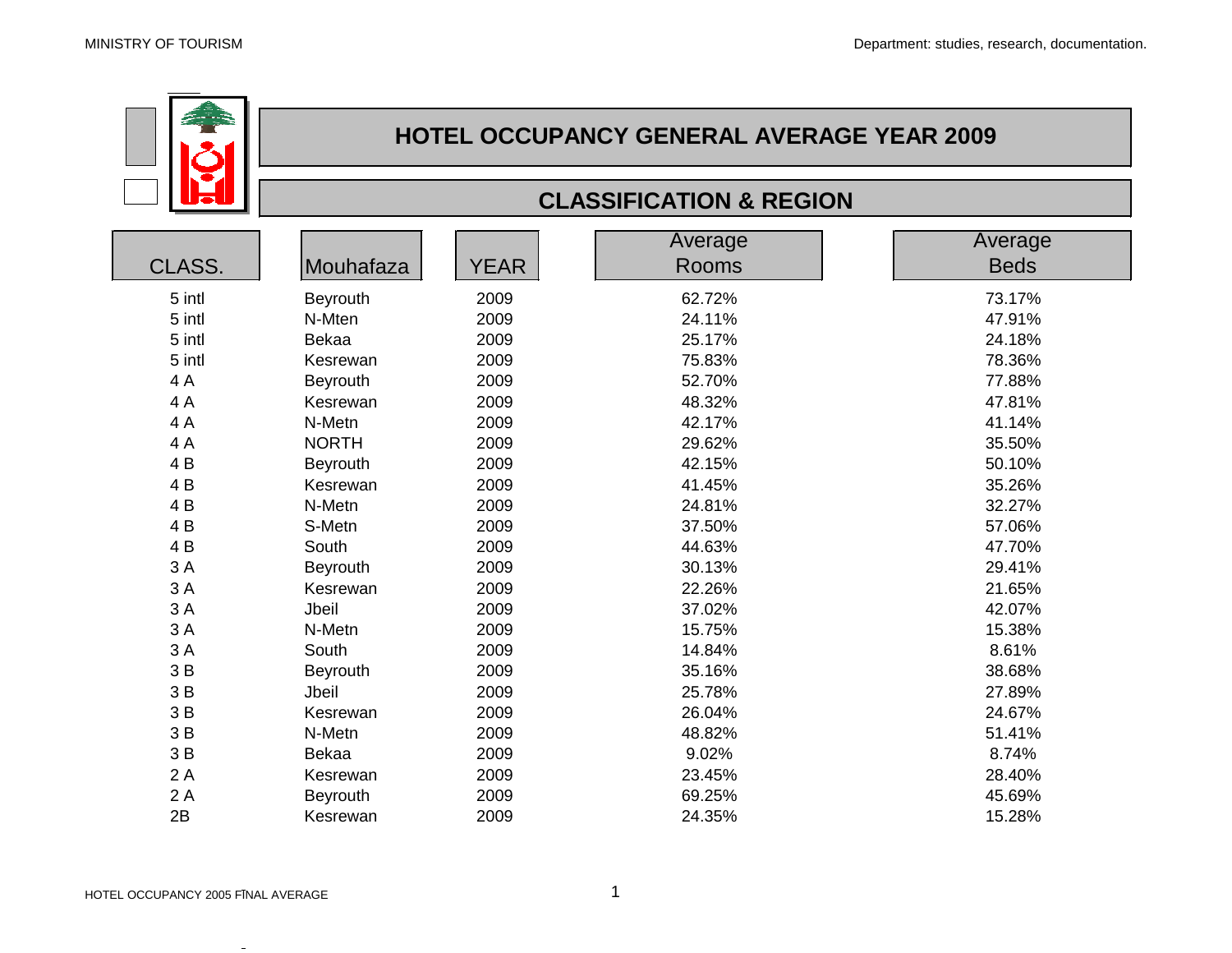# HOTEL OCCUPANCY GENERAL AVERAGE YEAR 2009

## CLASSIFICATION & REGION

| CLASS. | Mouhafaza | YEAR | Average Rooms | Average Beds |
|---|---|---|---|---|
| 5 intl | Beyrouth | 2009 | 62.72% | 73.17% |
| 5 intl | N-Mten | 2009 | 24.11% | 47.91% |
| 5 intl | Bekaa | 2009 | 25.17% | 24.18% |
| 5 intl | Kesrewan | 2009 | 75.83% | 78.36% |
| 4 A | Beyrouth | 2009 | 52.70% | 77.88% |
| 4 A | Kesrewan | 2009 | 48.32% | 47.81% |
| 4 A | N-Metn | 2009 | 42.17% | 41.14% |
| 4 A | NORTH | 2009 | 29.62% | 35.50% |
| 4 B | Beyrouth | 2009 | 42.15% | 50.10% |
| 4 B | Kesrewan | 2009 | 41.45% | 35.26% |
| 4 B | N-Metn | 2009 | 24.81% | 32.27% |
| 4 B | S-Metn | 2009 | 37.50% | 57.06% |
| 4 B | South | 2009 | 44.63% | 47.70% |
| 3 A | Beyrouth | 2009 | 30.13% | 29.41% |
| 3 A | Kesrewan | 2009 | 22.26% | 21.65% |
| 3 A | Jbeil | 2009 | 37.02% | 42.07% |
| 3 A | N-Metn | 2009 | 15.75% | 15.38% |
| 3 A | South | 2009 | 14.84% | 8.61% |
| 3 B | Beyrouth | 2009 | 35.16% | 38.68% |
| 3 B | Jbeil | 2009 | 25.78% | 27.89% |
| 3 B | Kesrewan | 2009 | 26.04% | 24.67% |
| 3 B | N-Metn | 2009 | 48.82% | 51.41% |
| 3 B | Bekaa | 2009 | 9.02% | 8.74% |
| 2 A | Kesrewan | 2009 | 23.45% | 28.40% |
| 2 A | Beyrouth | 2009 | 69.25% | 45.69% |
| 2B | Kesrewan | 2009 | 24.35% | 15.28% |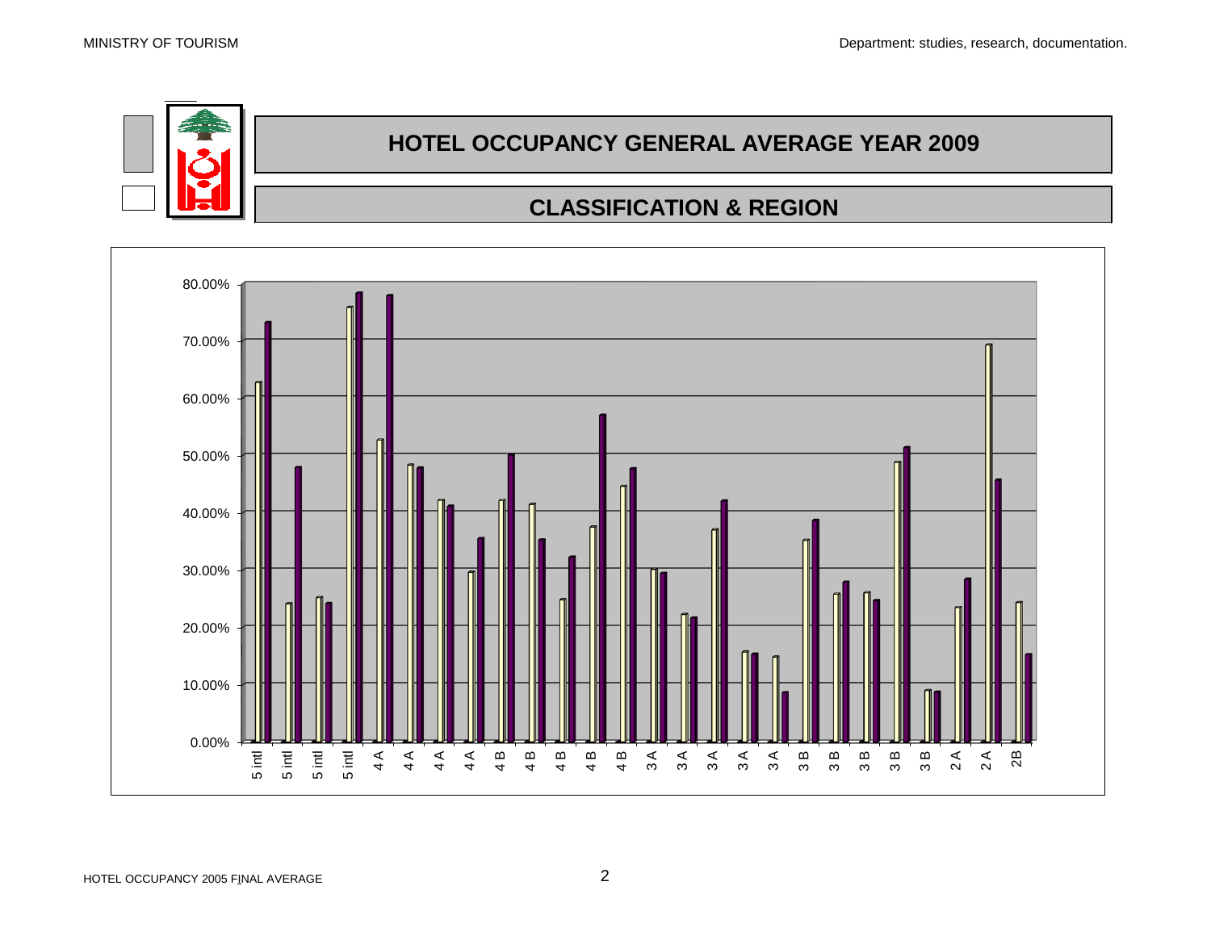# HOTEL OCCUPANCY GENERAL AVERAGE YEAR 2009

## CLASSIFICATION & REGION

80.00%
70.00%
60.00%
50.00%
40.00%
30.00%
20.00%
10.00%
0.00%

5 intl
5 intl
5 intl
5 intl
4 A
4 A
4 A
4 A
4 B
4 B
4 B
4 B
4 B
3 A
3 A
3 A
3 A
3 A
3 B
3 B
3 B
3 B
3 B
2 A
2 A
2B